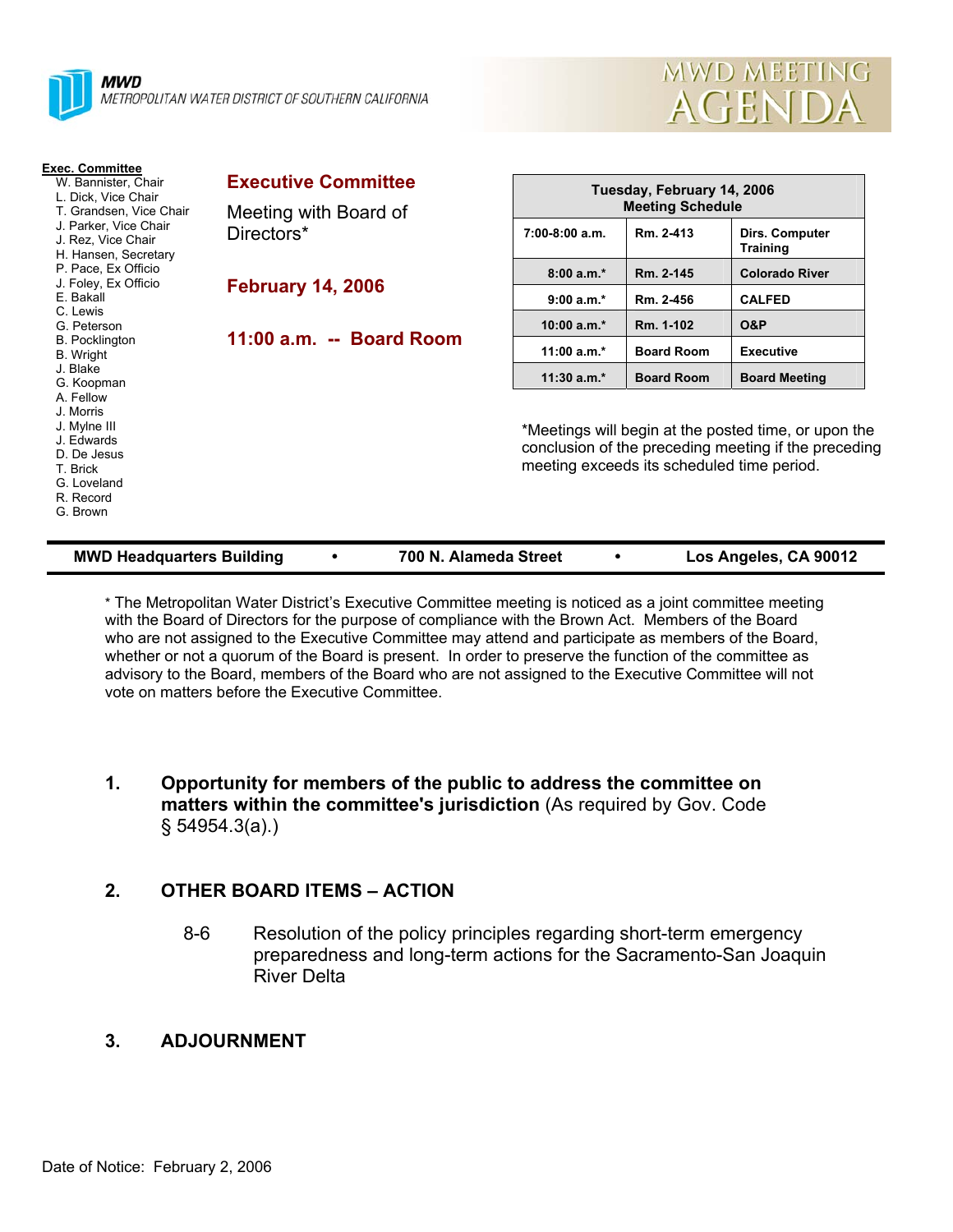**MWD**
METROPOLITAN WATER DISTRICT OF SOUTHERN CALIFORNIA

# MWD MEETING AGENDA

**Exec. Committee**
- W. Bannister, Chair
- L. Dick, Vice Chair
- T. Grandsen, Vice Chair
- J. Parker, Vice Chair
- J. Rez, Vice Chair
- H. Hansen, Secretary
- P. Pace, Ex Officio
- J. Foley, Ex Officio
- E. Bakall
- C. Lewis
- G. Peterson
- B. Pocklington
- B. Wright
- J. Blake
- G. Koopman
- A. Fellow
- J. Morris
- J. Mylne III
- J. Edwards
- D. De Jesus
- T. Brick
- G. Loveland
- R. Record
- G. Brown

## Executive Committee

Meeting with Board of Directors*

## February 14, 2006

## 11:00 a.m. -- Board Room

| Tuesday, February 14, 2006 Meeting Schedule | | |
|---|---|---|
| 7:00-8:00 a.m. | Rm. 2-413 | Dirs. Computer Training |
| 8:00 a.m.* | Rm. 2-145 | Colorado River |
| 9:00 a.m.* | Rm. 2-456 | CALFED |
| 10:00 a.m.* | Rm. 1-102 | O&P |
| 11:00 a.m.* | Board Room | Executive |
| 11:30 a.m.* | Board Room | Board Meeting |

*Meetings will begin at the posted time, or upon the conclusion of the preceding meeting if the preceding meeting exceeds its scheduled time period.

**MWD Headquarters Building • 700 N. Alameda Street • Los Angeles, CA 90012**

* The Metropolitan Water District's Executive Committee meeting is noticed as a joint committee meeting with the Board of Directors for the purpose of compliance with the Brown Act. Members of the Board who are not assigned to the Executive Committee may attend and participate as members of the Board, whether or not a quorum of the Board is present. In order to preserve the function of the committee as advisory to the Board, members of the Board who are not assigned to the Executive Committee will not vote on matters before the Executive Committee.

1. **Opportunity for members of the public to address the committee on matters within the committee's jurisdiction** (As required by Gov. Code § 54954.3(a).)

2. **OTHER BOARD ITEMS – ACTION**

   8-6 Resolution of the policy principles regarding short-term emergency preparedness and long-term actions for the Sacramento-San Joaquin River Delta

3. **ADJOURNMENT**

Date of Notice: February 2, 2006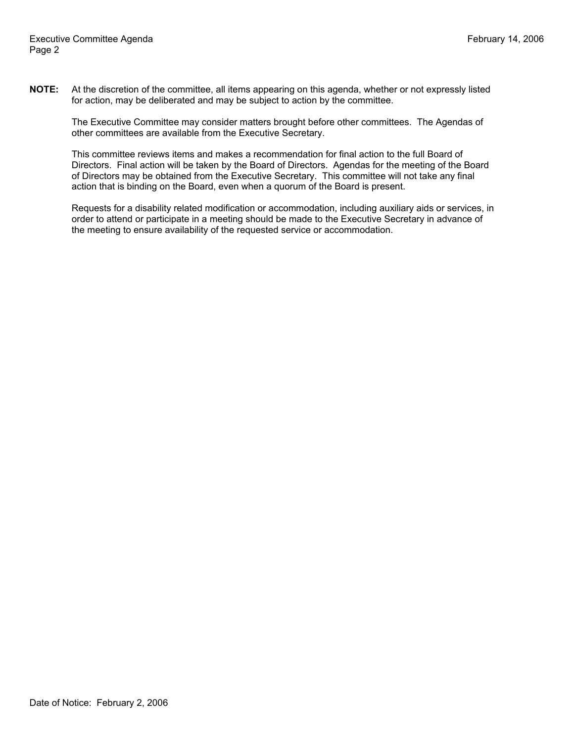**NOTE:** At the discretion of the committee, all items appearing on this agenda, whether or not expressly listed for action, may be deliberated and may be subject to action by the committee.

The Executive Committee may consider matters brought before other committees. The Agendas of other committees are available from the Executive Secretary.

This committee reviews items and makes a recommendation for final action to the full Board of Directors. Final action will be taken by the Board of Directors. Agendas for the meeting of the Board of Directors may be obtained from the Executive Secretary. This committee will not take any final action that is binding on the Board, even when a quorum of the Board is present.

Requests for a disability related modification or accommodation, including auxiliary aids or services, in order to attend or participate in a meeting should be made to the Executive Secretary in advance of the meeting to ensure availability of the requested service or accommodation.

Date of Notice: February 2, 2006